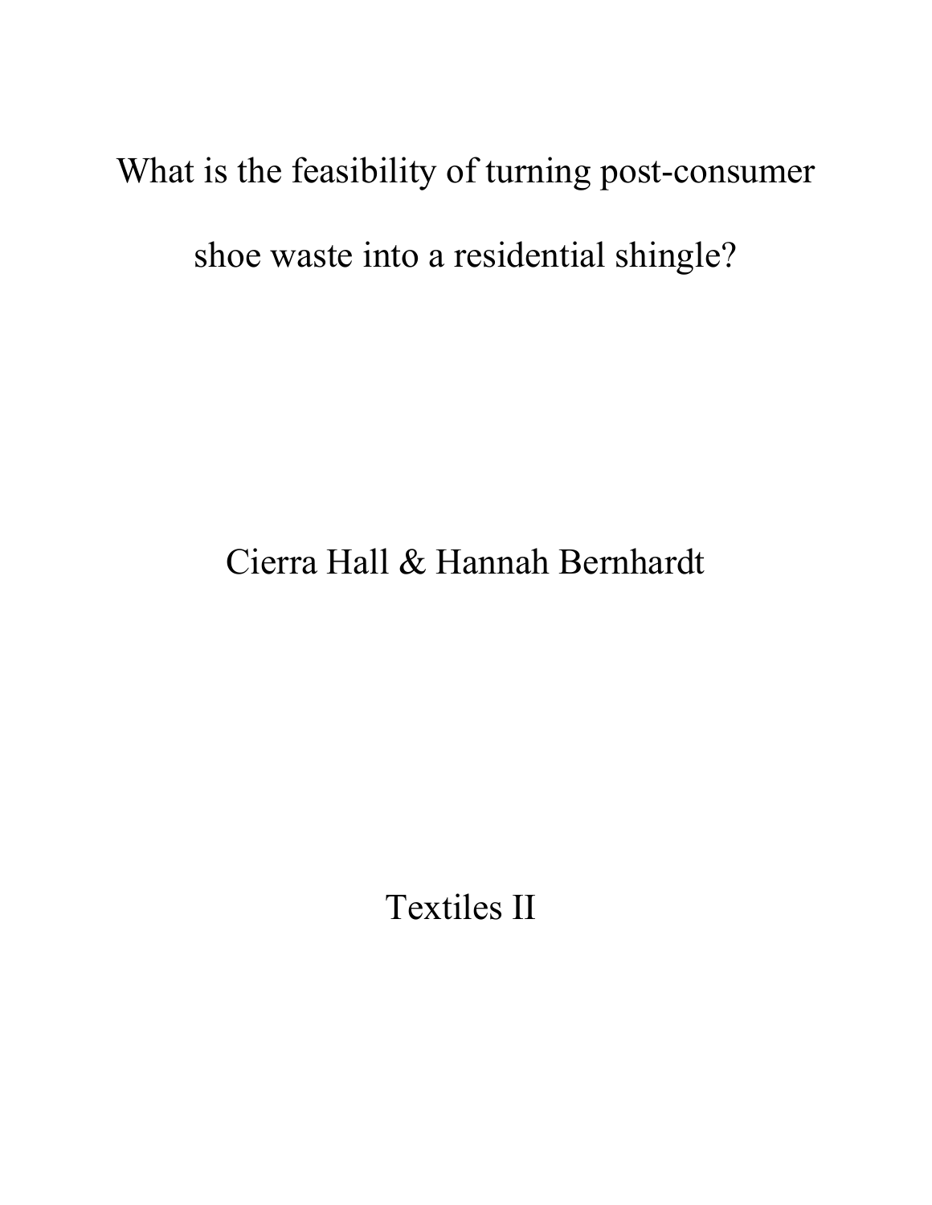# What is the feasibility of turning post-consumer shoe waste into a residential shingle?

Cierra Hall & Hannah Bernhardt

Textiles II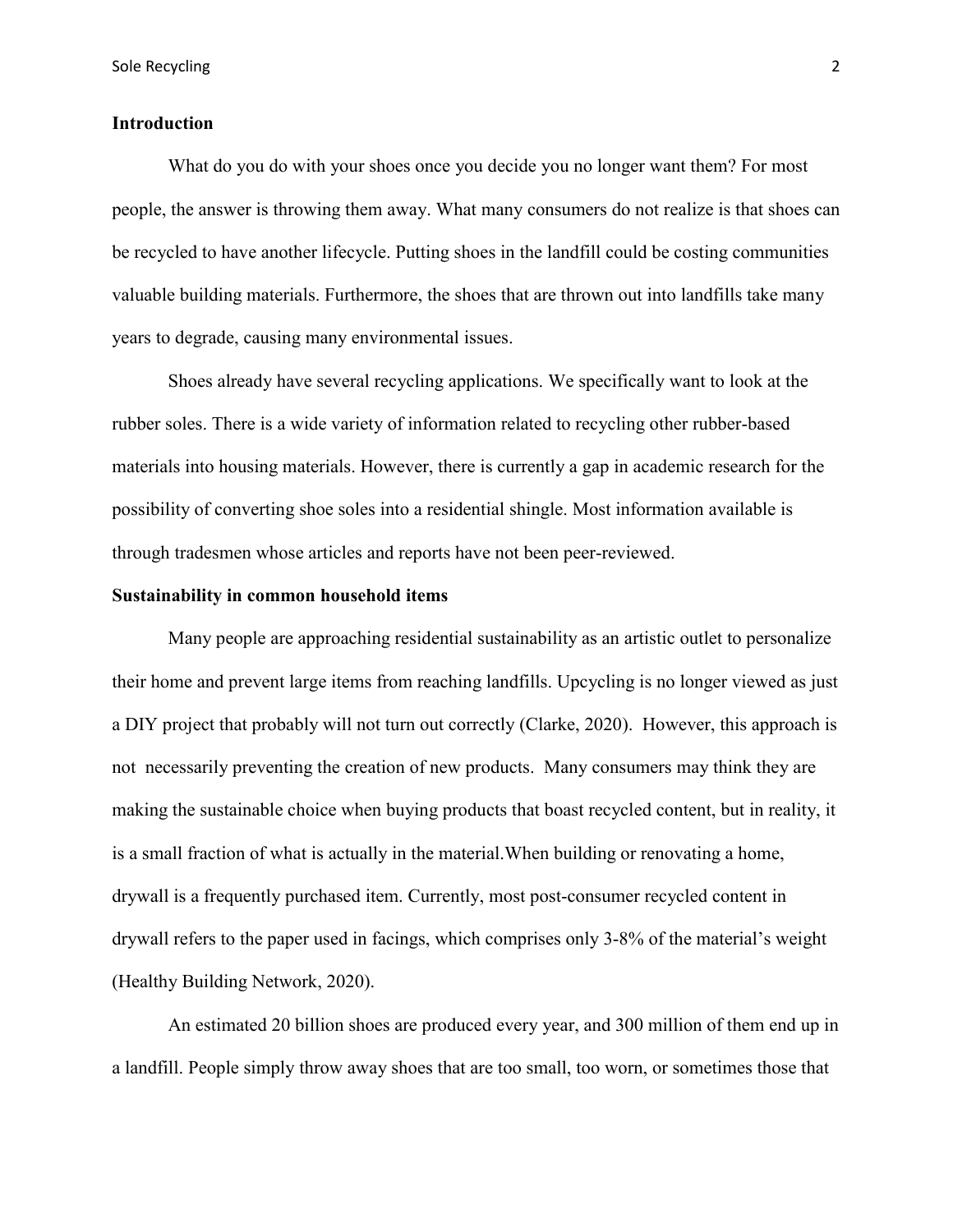## Introduction

What do you do with your shoes once you decide you no longer want them? For most people, the answer is throwing them away. What many consumers do not realize is that shoes can be recycled to have another lifecycle. Putting shoes in the landfill could be costing communities valuable building materials. Furthermore, the shoes that are thrown out into landfills take many years to degrade, causing many environmental issues.

Shoes already have several recycling applications. We specifically want to look at the rubber soles. There is a wide variety of information related to recycling other rubber-based materials into housing materials. However, there is currently a gap in academic research for the possibility of converting shoe soles into a residential shingle. Most information available is through tradesmen whose articles and reports have not been peer-reviewed.

## Sustainability in common household items

Many people are approaching residential sustainability as an artistic outlet to personalize their home and prevent large items from reaching landfills. Upcycling is no longer viewed as just a DIY project that probably will not turn out correctly (Clarke, 2020). However, this approach is not necessarily preventing the creation of new products. Many consumers may think they are making the sustainable choice when buying products that boast recycled content, but in reality, it is a small fraction of what is actually in the material.When building or renovating a home, drywall is a frequently purchased item. Currently, most post-consumer recycled content in drywall refers to the paper used in facings, which comprises only 3-8% of the material's weight (Healthy Building Network, 2020).

An estimated 20 billion shoes are produced every year, and 300 million of them end up in a landfill. People simply throw away shoes that are too small, too worn, or sometimes those that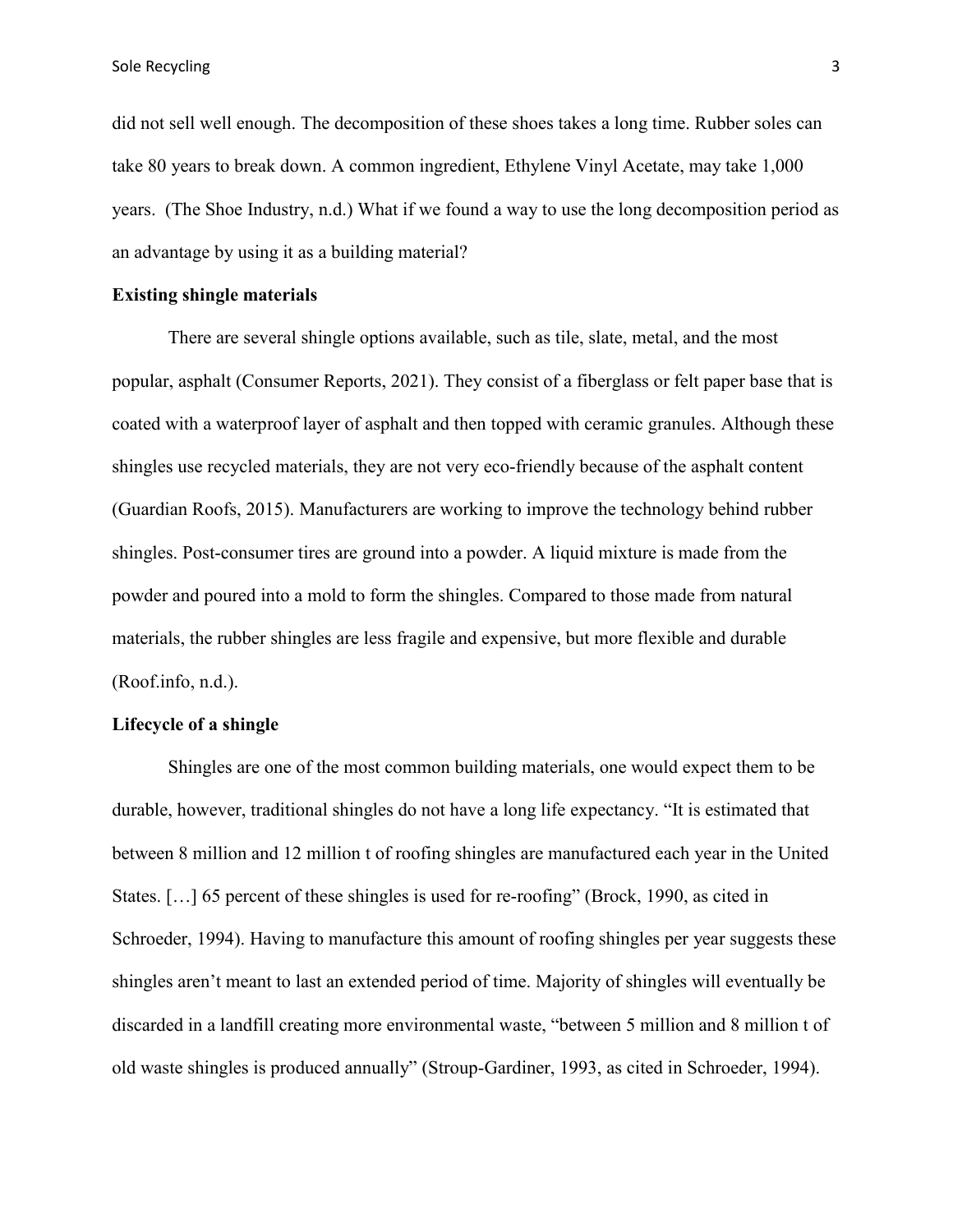did not sell well enough. The decomposition of these shoes takes a long time. Rubber soles can take 80 years to break down. A common ingredient, Ethylene Vinyl Acetate, may take 1,000 years. (The Shoe Industry, n.d.) What if we found a way to use the long decomposition period as an advantage by using it as a building material?

**Existing shingle materials**

There are several shingle options available, such as tile, slate, metal, and the most popular, asphalt (Consumer Reports, 2021). They consist of a fiberglass or felt paper base that is coated with a waterproof layer of asphalt and then topped with ceramic granules. Although these shingles use recycled materials, they are not very eco-friendly because of the asphalt content (Guardian Roofs, 2015). Manufacturers are working to improve the technology behind rubber shingles. Post-consumer tires are ground into a powder. A liquid mixture is made from the powder and poured into a mold to form the shingles. Compared to those made from natural materials, the rubber shingles are less fragile and expensive, but more flexible and durable (Roof.info, n.d.).

**Lifecycle of a shingle**

Shingles are one of the most common building materials, one would expect them to be durable, however, traditional shingles do not have a long life expectancy. "It is estimated that between 8 million and 12 million t of roofing shingles are manufactured each year in the United States. […] 65 percent of these shingles is used for re-roofing" (Brock, 1990, as cited in Schroeder, 1994). Having to manufacture this amount of roofing shingles per year suggests these shingles aren't meant to last an extended period of time. Majority of shingles will eventually be discarded in a landfill creating more environmental waste, "between 5 million and 8 million t of old waste shingles is produced annually" (Stroup-Gardiner, 1993, as cited in Schroeder, 1994).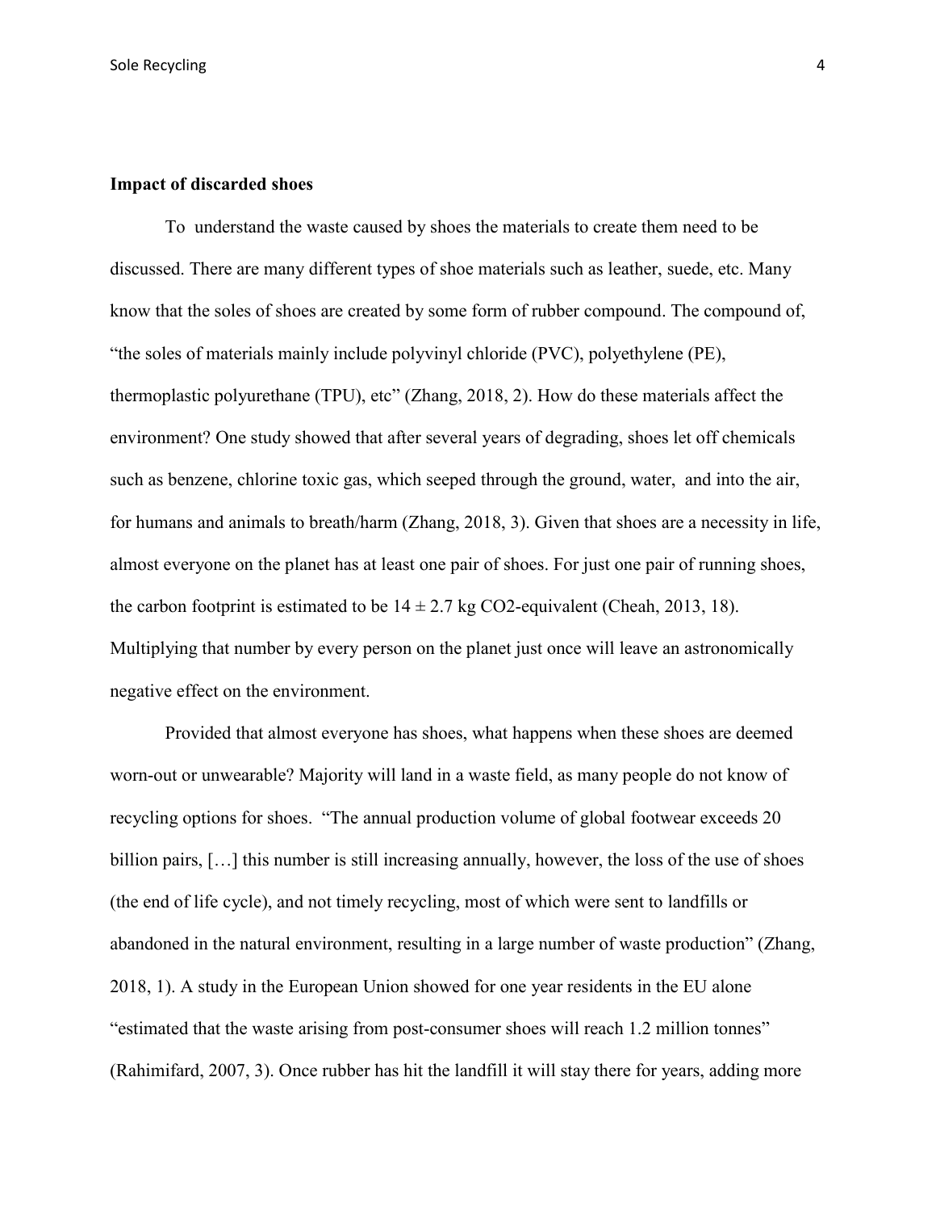**Impact of discarded shoes**

To understand the waste caused by shoes the materials to create them need to be discussed. There are many different types of shoe materials such as leather, suede, etc. Many know that the soles of shoes are created by some form of rubber compound. The compound of, "the soles of materials mainly include polyvinyl chloride (PVC), polyethylene (PE), thermoplastic polyurethane (TPU), etc" (Zhang, 2018, 2). How do these materials affect the environment? One study showed that after several years of degrading, shoes let off chemicals such as benzene, chlorine toxic gas, which seeped through the ground, water, and into the air, for humans and animals to breath/harm (Zhang, 2018, 3). Given that shoes are a necessity in life, almost everyone on the planet has at least one pair of shoes. For just one pair of running shoes, the carbon footprint is estimated to be $14 \pm 2.7$ kg $CO_2$-equivalent (Cheah, 2013, 18). Multiplying that number by every person on the planet just once will leave an astronomically negative effect on the environment.

Provided that almost everyone has shoes, what happens when these shoes are deemed worn-out or unwearable? Majority will land in a waste field, as many people do not know of recycling options for shoes. "The annual production volume of global footwear exceeds 20 billion pairs, […] this number is still increasing annually, however, the loss of the use of shoes (the end of life cycle), and not timely recycling, most of which were sent to landfills or abandoned in the natural environment, resulting in a large number of waste production" (Zhang, 2018, 1). A study in the European Union showed for one year residents in the EU alone "estimated that the waste arising from post-consumer shoes will reach 1.2 million tonnes" (Rahimifard, 2007, 3). Once rubber has hit the landfill it will stay there for years, adding more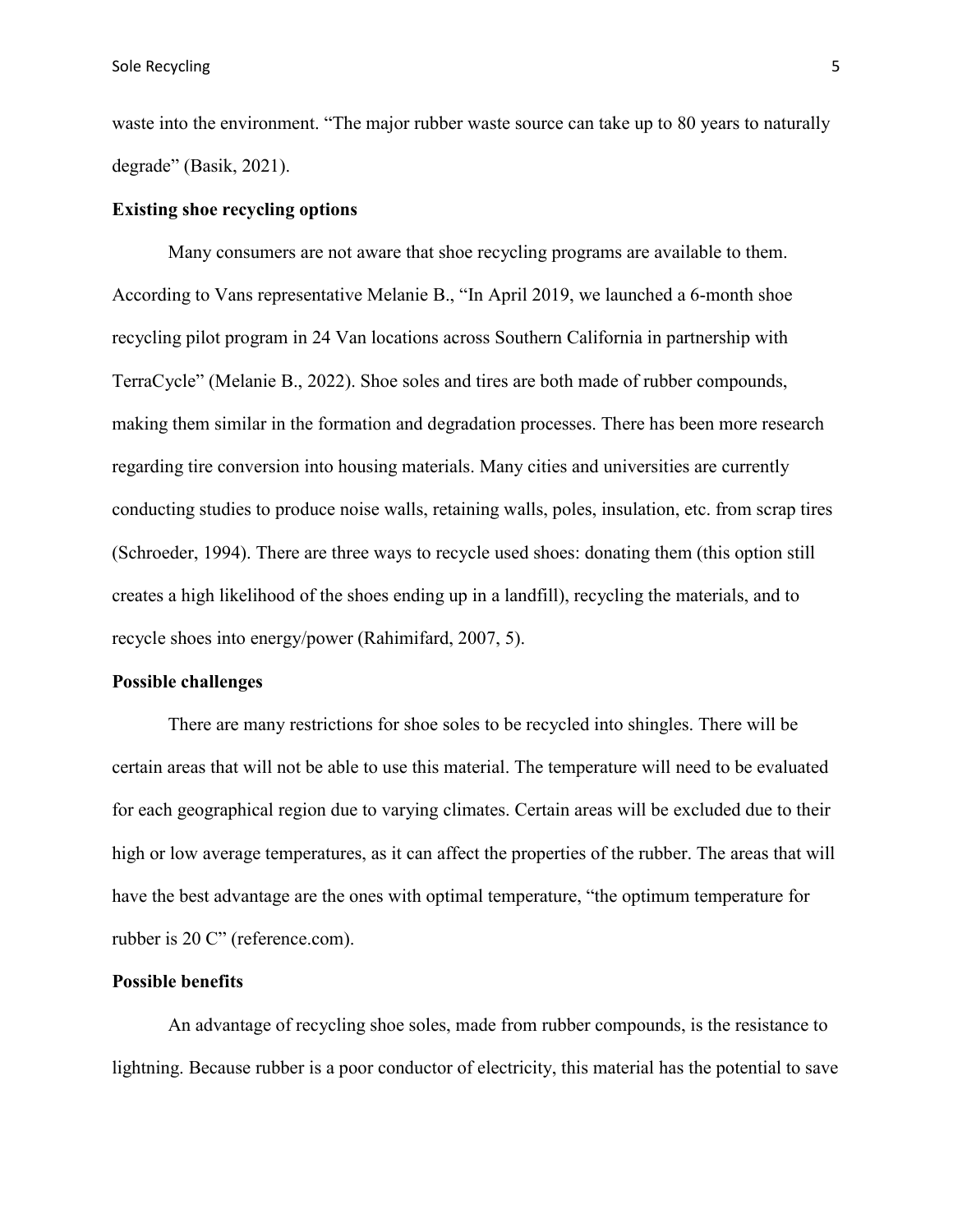waste into the environment. "The major rubber waste source can take up to 80 years to naturally degrade" (Basik, 2021).

**Existing shoe recycling options**

Many consumers are not aware that shoe recycling programs are available to them. According to Vans representative Melanie B., "In April 2019, we launched a 6-month shoe recycling pilot program in 24 Van locations across Southern California in partnership with TerraCycle" (Melanie B., 2022). Shoe soles and tires are both made of rubber compounds, making them similar in the formation and degradation processes. There has been more research regarding tire conversion into housing materials. Many cities and universities are currently conducting studies to produce noise walls, retaining walls, poles, insulation, etc. from scrap tires (Schroeder, 1994). There are three ways to recycle used shoes: donating them (this option still creates a high likelihood of the shoes ending up in a landfill), recycling the materials, and to recycle shoes into energy/power (Rahimifard, 2007, 5).

**Possible challenges**

There are many restrictions for shoe soles to be recycled into shingles. There will be certain areas that will not be able to use this material. The temperature will need to be evaluated for each geographical region due to varying climates. Certain areas will be excluded due to their high or low average temperatures, as it can affect the properties of the rubber. The areas that will have the best advantage are the ones with optimal temperature, "the optimum temperature for rubber is 20 C" (reference.com).

**Possible benefits**

An advantage of recycling shoe soles, made from rubber compounds, is the resistance to lightning. Because rubber is a poor conductor of electricity, this material has the potential to save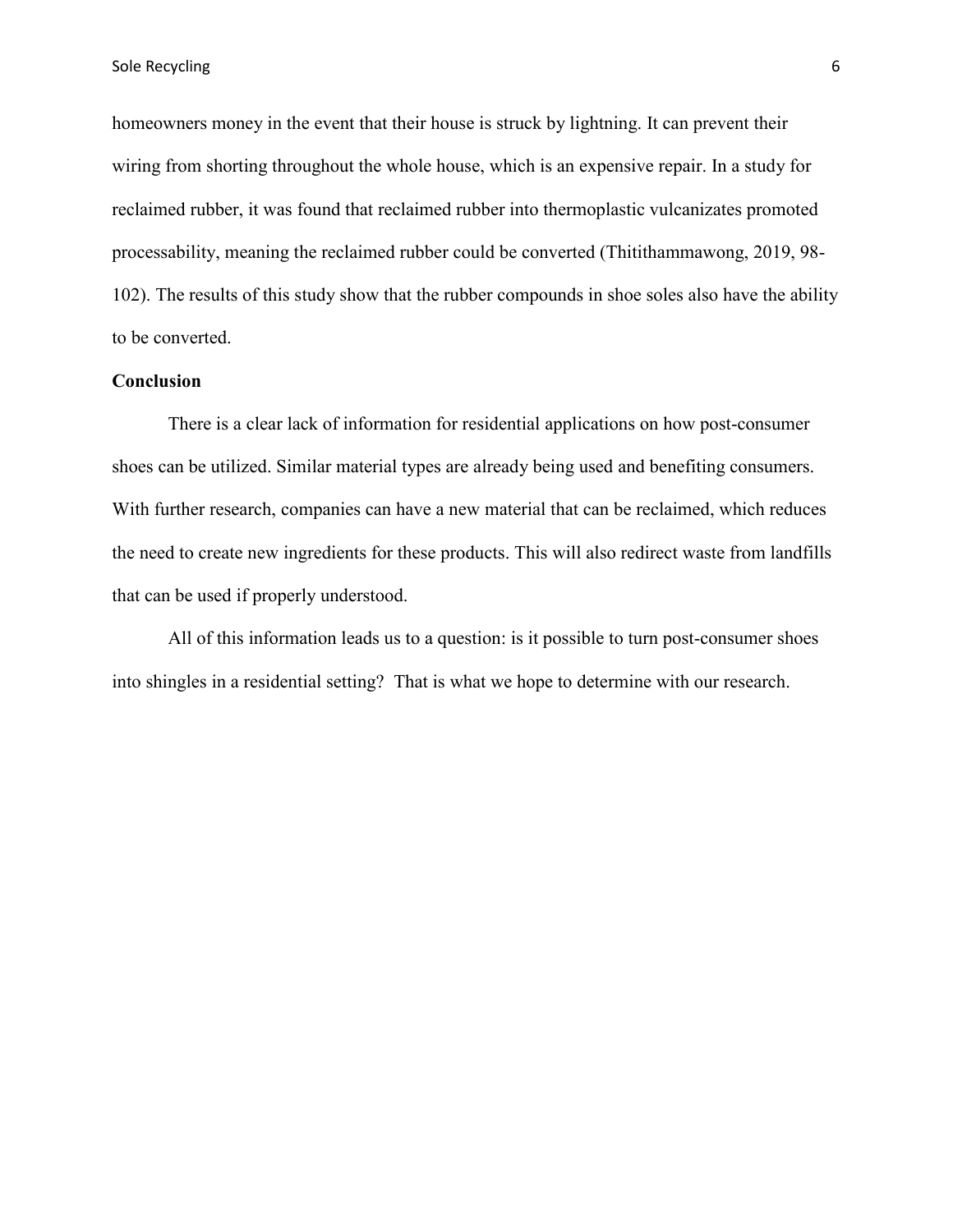homeowners money in the event that their house is struck by lightning. It can prevent their wiring from shorting throughout the whole house, which is an expensive repair. In a study for reclaimed rubber, it was found that reclaimed rubber into thermoplastic vulcanizates promoted processability, meaning the reclaimed rubber could be converted (Thitithammawong, 2019, 98-102). The results of this study show that the rubber compounds in shoe soles also have the ability to be converted.

**Conclusion**

There is a clear lack of information for residential applications on how post-consumer shoes can be utilized. Similar material types are already being used and benefiting consumers. With further research, companies can have a new material that can be reclaimed, which reduces the need to create new ingredients for these products. This will also redirect waste from landfills that can be used if properly understood.

All of this information leads us to a question: is it possible to turn post-consumer shoes into shingles in a residential setting? That is what we hope to determine with our research.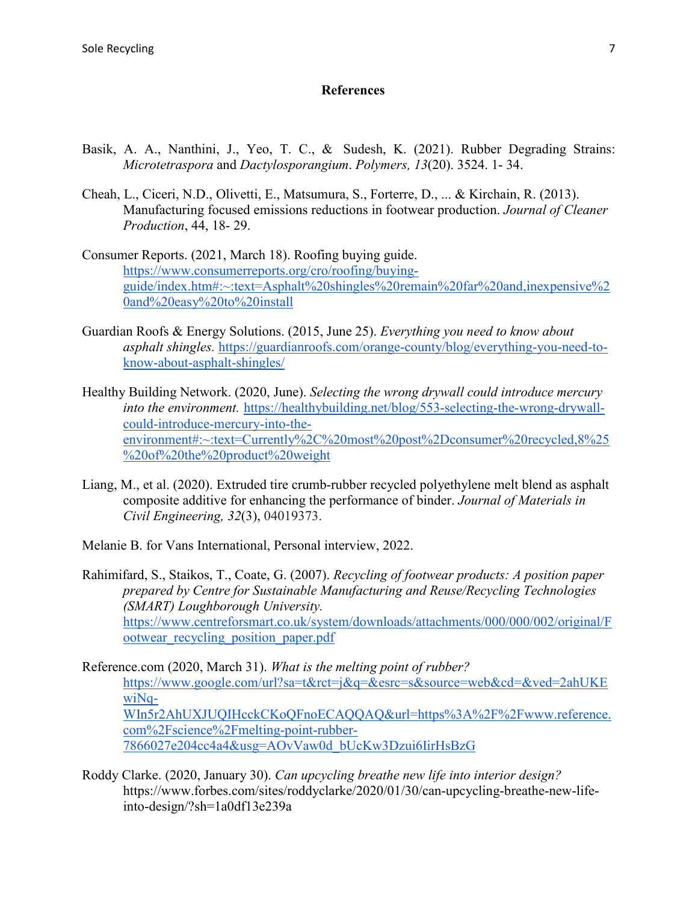**References**

Basik, A. A., Nanthini, J., Yeo, T. C., & Sudesh, K. (2021). Rubber Degrading Strains: *Microtetraspora* and *Dactylosporangium*. *Polymers, 13*(20). 3524. 1- 34.

Cheah, L., Ciceri, N.D., Olivetti, E., Matsumura, S., Forterre, D., ... & Kirchain, R. (2013). Manufacturing focused emissions reductions in footwear production. *Journal of Cleaner Production*, 44, 18- 29.

Consumer Reports. (2021, March 18). Roofing buying guide. https://www.consumerreports.org/cro/roofing/buying-guide/index.htm#:~:text=Asphalt%20shingles%20remain%20far%20and,inexpensive%20and%20easy%20to%20install

Guardian Roofs & Energy Solutions. (2015, June 25). *Everything you need to know about asphalt shingles.* https://guardianroofs.com/orange-county/blog/everything-you-need-to-know-about-asphalt-shingles/

Healthy Building Network. (2020, June). *Selecting the wrong drywall could introduce mercury into the environment.* https://healthybuilding.net/blog/553-selecting-the-wrong-drywall-could-introduce-mercury-into-the-environment#:~:text=Currently%2C%20most%20post%2Dconsumer%20recycled,8%25%20of%20the%20product%20weight

Liang, M., et al. (2020). Extruded tire crumb-rubber recycled polyethylene melt blend as asphalt composite additive for enhancing the performance of binder. *Journal of Materials in Civil Engineering, 32*(3), 04019373.

Melanie B. for Vans International, Personal interview, 2022.

Rahimifard, S., Staikos, T., Coate, G. (2007). *Recycling of footwear products: A position paper prepared by Centre for Sustainable Manufacturing and Reuse/Recycling Technologies (SMART) Loughborough University.* https://www.centreforsmart.co.uk/system/downloads/attachments/000/000/002/original/Footwear_recycling_position_paper.pdf

Reference.com (2020, March 31). *What is the melting point of rubber?* https://www.google.com/url?sa=t&rct=j&q=&esrc=s&source=web&cd=&ved=2ahUKEwiNq-WIn5r2AhUXJUQIHcckCKoQFnoECAQQAQ&url=https%3A%2F%2Fwww.reference.com%2Fscience%2Fmelting-point-rubber-7866027e204cc4a4&usg=AOvVaw0d_bUcKw3Dzui6IirHsBzG

Roddy Clarke. (2020, January 30). *Can upcycling breathe new life into interior design?* https://www.forbes.com/sites/roddyclarke/2020/01/30/can-upcycling-breathe-new-life-into-design/?sh=1a0df13e239a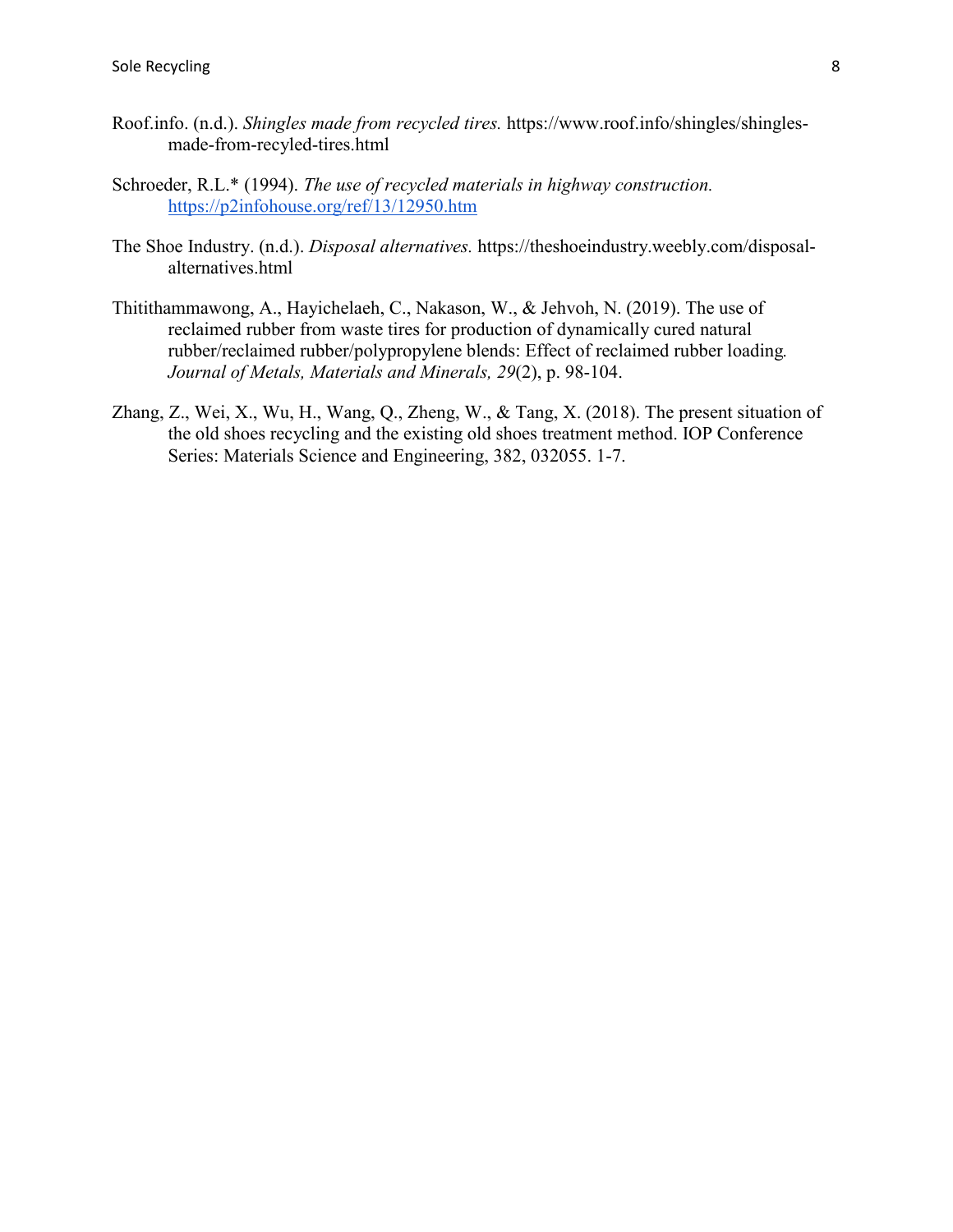Roof.info. (n.d.). *Shingles made from recycled tires.* https://www.roof.info/shingles/shingles-made-from-recyled-tires.html

Schroeder, R.L.* (1994). *The use of recycled materials in highway construction.* https://p2infohouse.org/ref/13/12950.htm

The Shoe Industry. (n.d.). *Disposal alternatives.* https://theshoeindustry.weebly.com/disposal-alternatives.html

Thitithammawong, A., Hayichelaeh, C., Nakason, W., & Jehvoh, N. (2019). The use of reclaimed rubber from waste tires for production of dynamically cured natural rubber/reclaimed rubber/polypropylene blends: Effect of reclaimed rubber loading. *Journal of Metals, Materials and Minerals, 29*(2), p. 98-104.

Zhang, Z., Wei, X., Wu, H., Wang, Q., Zheng, W., & Tang, X. (2018). The present situation of the old shoes recycling and the existing old shoes treatment method. IOP Conference Series: Materials Science and Engineering, 382, 032055. 1-7.